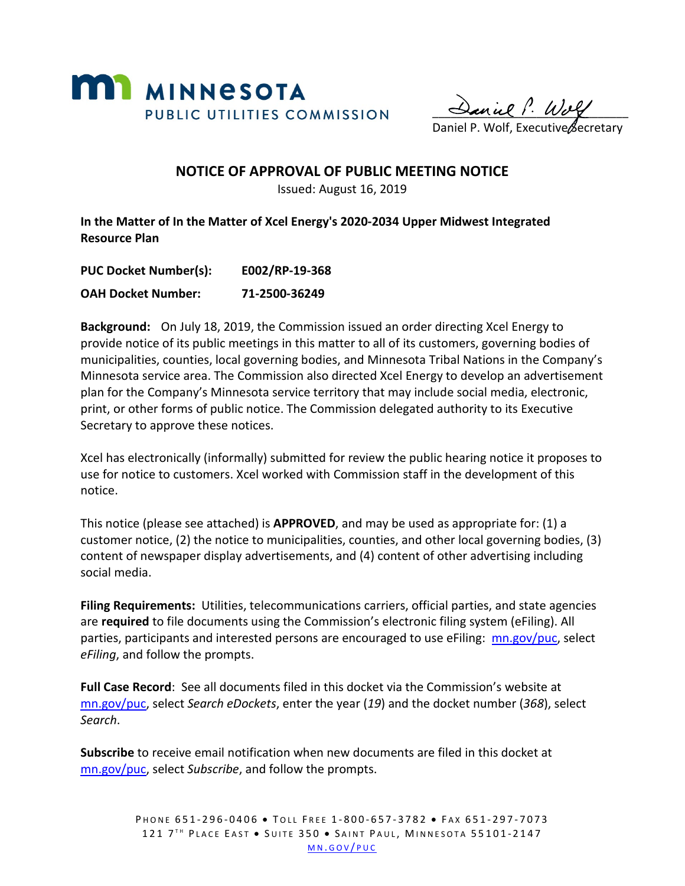**MINNESOTA PUBLIC UTILITIES COMMISSION**

Daniel P. Wolf, Executive Secretary

# NOTICE OF APPROVAL OF PUBLIC MEETING NOTICE

Issued: August 16, 2019

**In the Matter of In the Matter of Xcel Energy's 2020-2034 Upper Midwest Integrated Resource Plan**

**PUC Docket Number(s):** **E002/RP-19-368**

**OAH Docket Number:** **71-2500-36249**

**Background:** On July 18, 2019, the Commission issued an order directing Xcel Energy to provide notice of its public meetings in this matter to all of its customers, governing bodies of municipalities, counties, local governing bodies, and Minnesota Tribal Nations in the Company's Minnesota service area. The Commission also directed Xcel Energy to develop an advertisement plan for the Company's Minnesota service territory that may include social media, electronic, print, or other forms of public notice. The Commission delegated authority to its Executive Secretary to approve these notices.

Xcel has electronically (informally) submitted for review the public hearing notice it proposes to use for notice to customers. Xcel worked with Commission staff in the development of this notice.

This notice (please see attached) is **APPROVED**, and may be used as appropriate for: (1) a customer notice, (2) the notice to municipalities, counties, and other local governing bodies, (3) content of newspaper display advertisements, and (4) content of other advertising including social media.

**Filing Requirements:** Utilities, telecommunications carriers, official parties, and state agencies are **required** to file documents using the Commission's electronic filing system (eFiling). All parties, participants and interested persons are encouraged to use eFiling: mn.gov/puc, select *eFiling*, and follow the prompts.

**Full Case Record**: See all documents filed in this docket via the Commission's website at mn.gov/puc, select *Search eDockets*, enter the year (*19*) and the docket number (*368*), select *Search*.

**Subscribe** to receive email notification when new documents are filed in this docket at mn.gov/puc, select *Subscribe*, and follow the prompts.

PHONE 651-296-0406 • TOLL FREE 1-800-657-3782 • FAX 651-297-7073
121 7TH PLACE EAST • SUITE 350 • SAINT PAUL, MINNESOTA 55101-2147
MN.GOV/PUC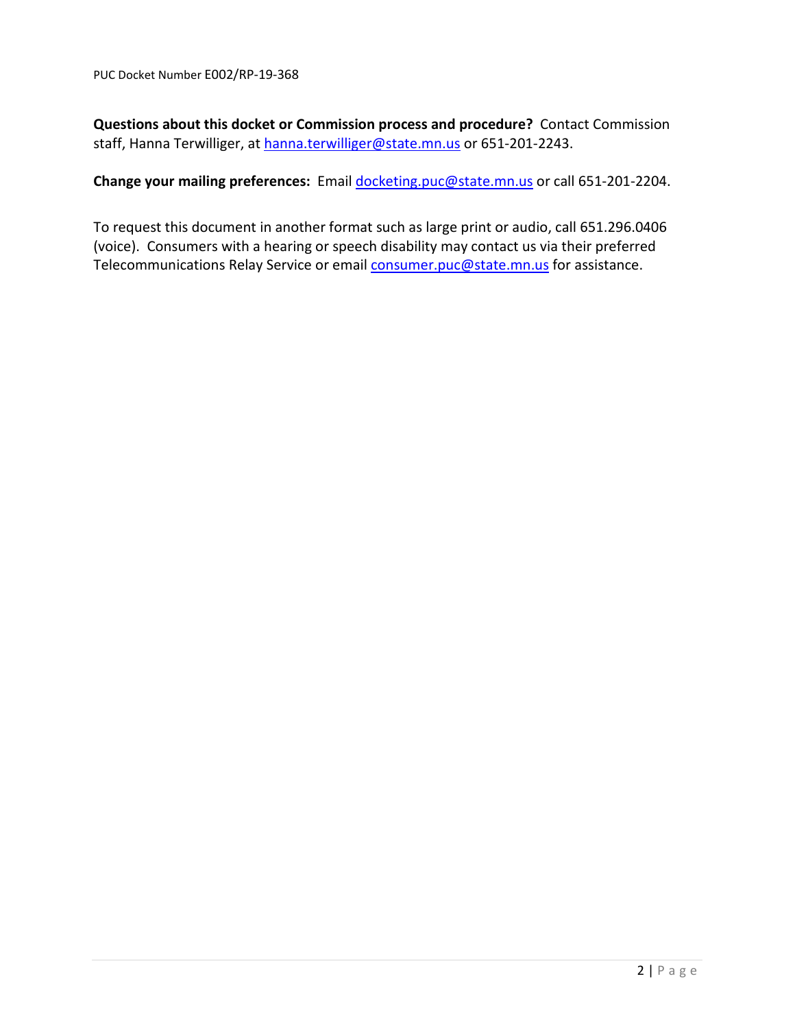**Questions about this docket or Commission process and procedure?** Contact Commission staff, Hanna Terwilliger, at hanna.terwilliger@state.mn.us or 651-201-2243.

**Change your mailing preferences:** Email docketing.puc@state.mn.us or call 651-201-2204.

To request this document in another format such as large print or audio, call 651.296.0406 (voice). Consumers with a hearing or speech disability may contact us via their preferred Telecommunications Relay Service or email consumer.puc@state.mn.us for assistance.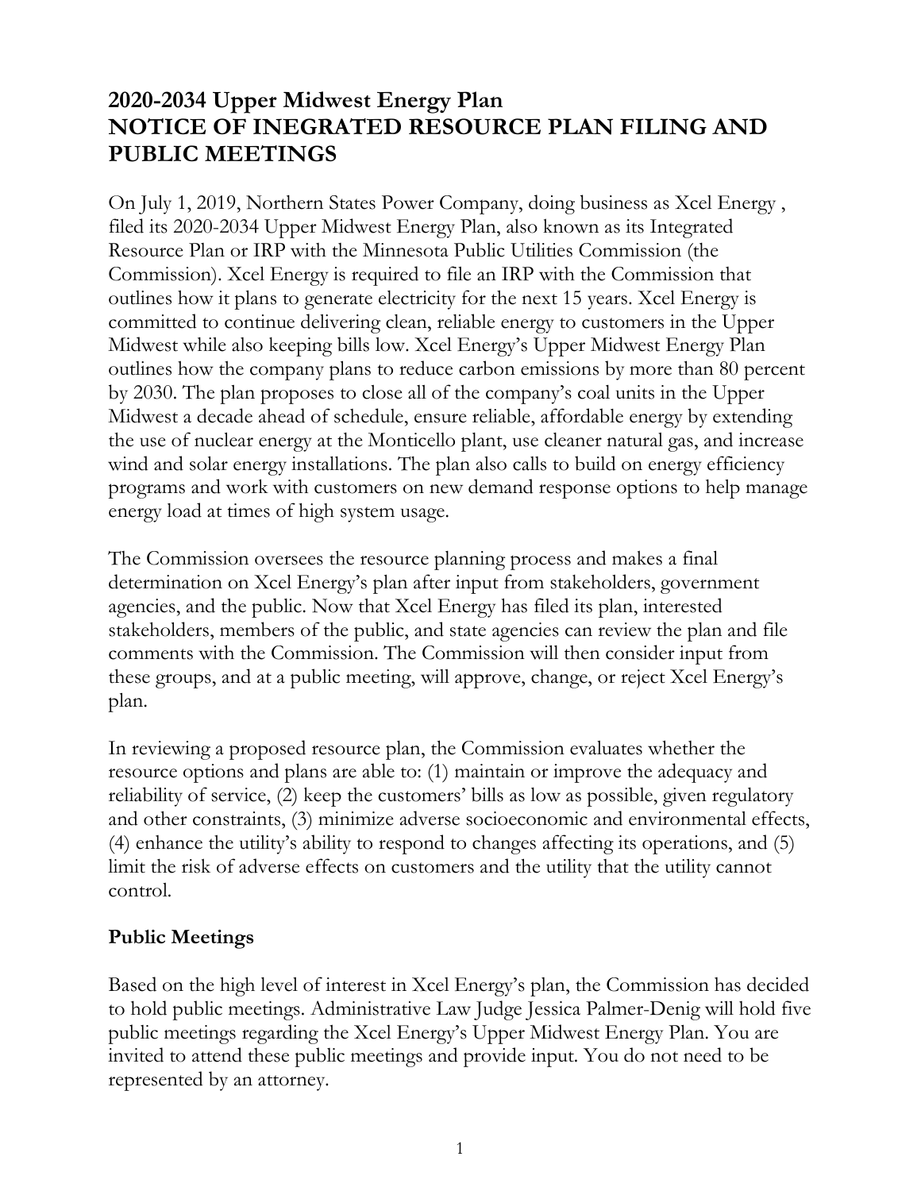# 2020-2034 Upper Midwest Energy Plan
# NOTICE OF INEGRATED RESOURCE PLAN FILING AND PUBLIC MEETINGS

On July 1, 2019, Northern States Power Company, doing business as Xcel Energy , filed its 2020-2034 Upper Midwest Energy Plan, also known as its Integrated Resource Plan or IRP with the Minnesota Public Utilities Commission (the Commission). Xcel Energy is required to file an IRP with the Commission that outlines how it plans to generate electricity for the next 15 years. Xcel Energy is committed to continue delivering clean, reliable energy to customers in the Upper Midwest while also keeping bills low. Xcel Energy's Upper Midwest Energy Plan outlines how the company plans to reduce carbon emissions by more than 80 percent by 2030. The plan proposes to close all of the company's coal units in the Upper Midwest a decade ahead of schedule, ensure reliable, affordable energy by extending the use of nuclear energy at the Monticello plant, use cleaner natural gas, and increase wind and solar energy installations. The plan also calls to build on energy efficiency programs and work with customers on new demand response options to help manage energy load at times of high system usage.

The Commission oversees the resource planning process and makes a final determination on Xcel Energy's plan after input from stakeholders, government agencies, and the public. Now that Xcel Energy has filed its plan, interested stakeholders, members of the public, and state agencies can review the plan and file comments with the Commission. The Commission will then consider input from these groups, and at a public meeting, will approve, change, or reject Xcel Energy's plan.

In reviewing a proposed resource plan, the Commission evaluates whether the resource options and plans are able to: (1) maintain or improve the adequacy and reliability of service, (2) keep the customers' bills as low as possible, given regulatory and other constraints, (3) minimize adverse socioeconomic and environmental effects, (4) enhance the utility's ability to respond to changes affecting its operations, and (5) limit the risk of adverse effects on customers and the utility that the utility cannot control.

## Public Meetings

Based on the high level of interest in Xcel Energy's plan, the Commission has decided to hold public meetings. Administrative Law Judge Jessica Palmer-Denig will hold five public meetings regarding the Xcel Energy's Upper Midwest Energy Plan. You are invited to attend these public meetings and provide input. You do not need to be represented by an attorney.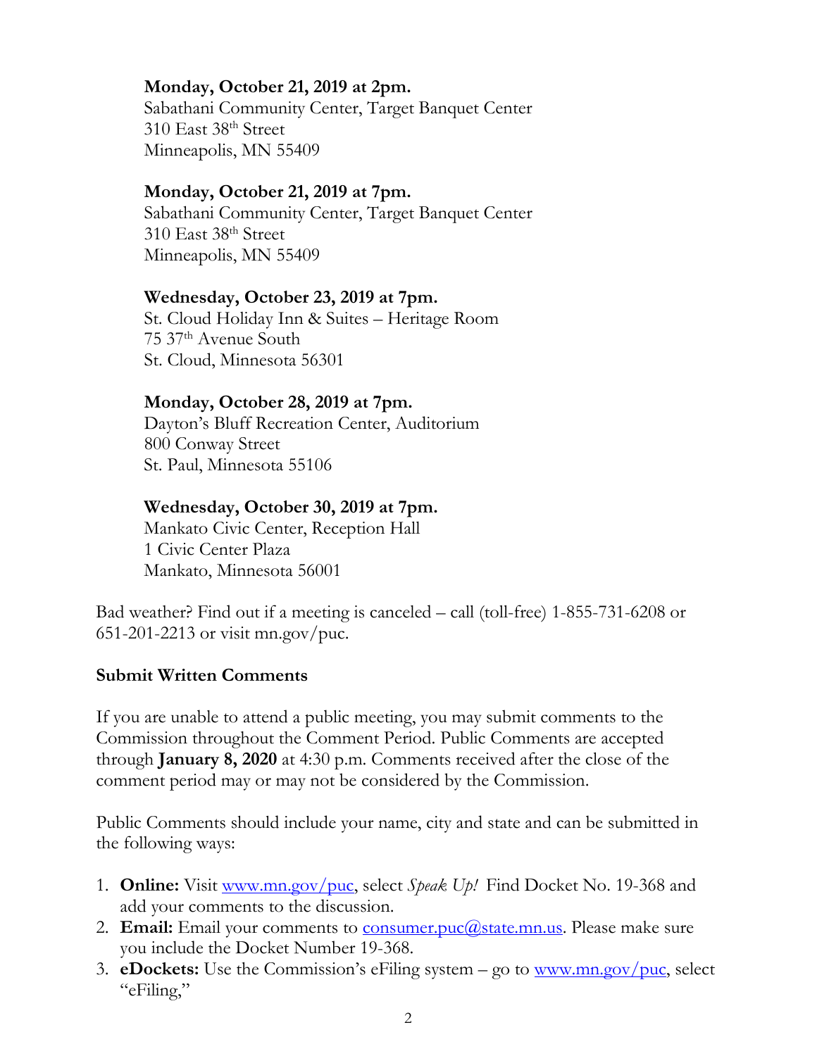**Monday, October 21, 2019 at 2pm.**
Sabathani Community Center, Target Banquet Center
310 East 38th Street
Minneapolis, MN 55409

**Monday, October 21, 2019 at 7pm.**
Sabathani Community Center, Target Banquet Center
310 East 38th Street
Minneapolis, MN 55409

**Wednesday, October 23, 2019 at 7pm.**
St. Cloud Holiday Inn & Suites – Heritage Room
75 37th Avenue South
St. Cloud, Minnesota 56301

**Monday, October 28, 2019 at 7pm.**
Dayton's Bluff Recreation Center, Auditorium
800 Conway Street
St. Paul, Minnesota 55106

**Wednesday, October 30, 2019 at 7pm.**
Mankato Civic Center, Reception Hall
1 Civic Center Plaza
Mankato, Minnesota 56001

Bad weather? Find out if a meeting is canceled – call (toll-free) 1-855-731-6208 or 651-201-2213 or visit mn.gov/puc.

**Submit Written Comments**

If you are unable to attend a public meeting, you may submit comments to the Commission throughout the Comment Period. Public Comments are accepted through **January 8, 2020** at 4:30 p.m. Comments received after the close of the comment period may or may not be considered by the Commission.

Public Comments should include your name, city and state and can be submitted in the following ways:

1. **Online:** Visit www.mn.gov/puc, select *Speak Up!* Find Docket No. 19-368 and add your comments to the discussion.
2. **Email:** Email your comments to consumer.puc@state.mn.us. Please make sure you include the Docket Number 19-368.
3. **eDockets:** Use the Commission's eFiling system – go to www.mn.gov/puc, select "eFiling,"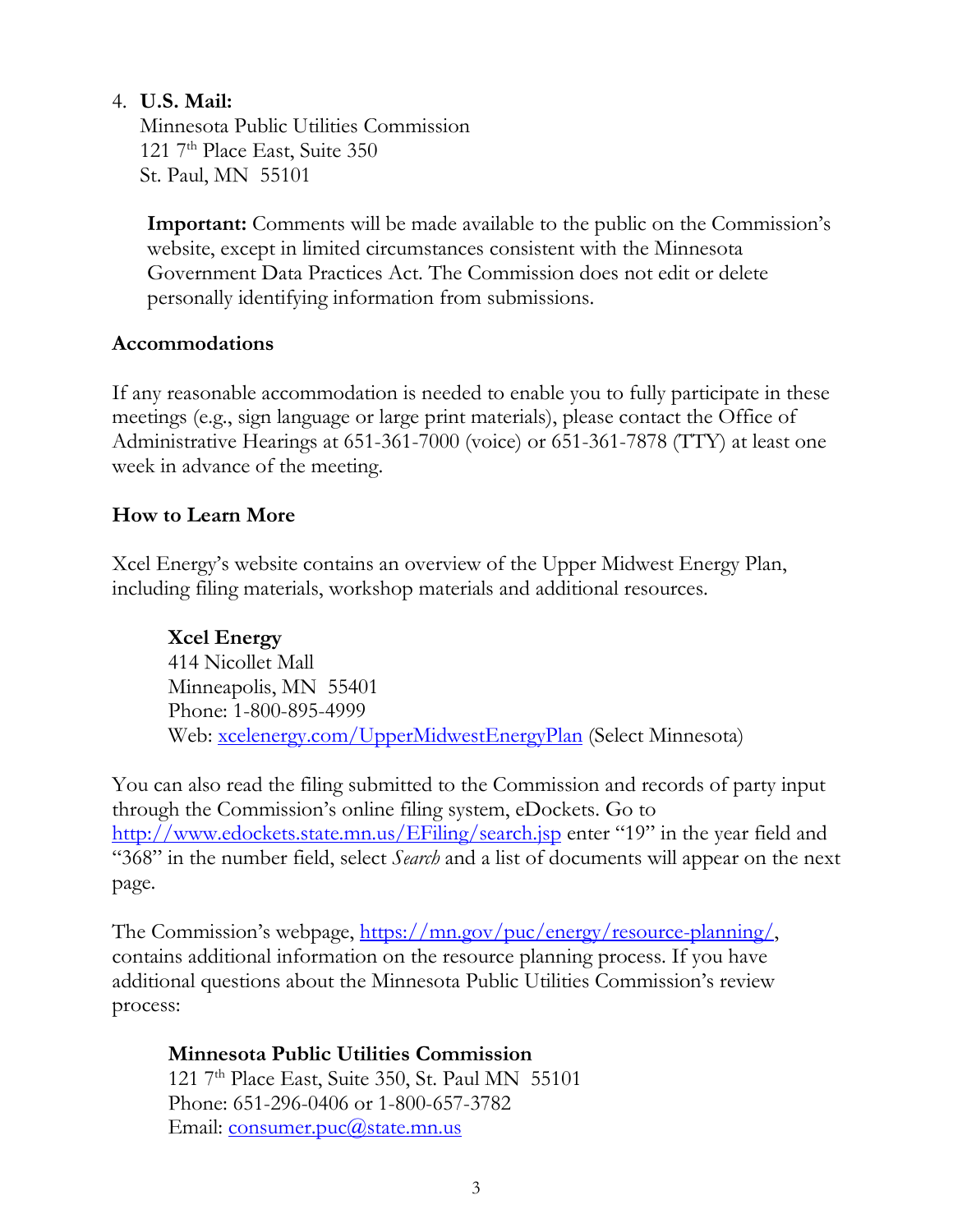4. **U.S. Mail:**
   Minnesota Public Utilities Commission
   121 7th Place East, Suite 350
   St. Paul, MN 55101

   **Important:** Comments will be made available to the public on the Commission's website, except in limited circumstances consistent with the Minnesota Government Data Practices Act. The Commission does not edit or delete personally identifying information from submissions.

**Accommodations**

If any reasonable accommodation is needed to enable you to fully participate in these meetings (e.g., sign language or large print materials), please contact the Office of Administrative Hearings at 651-361-7000 (voice) or 651-361-7878 (TTY) at least one week in advance of the meeting.

**How to Learn More**

Xcel Energy's website contains an overview of the Upper Midwest Energy Plan, including filing materials, workshop materials and additional resources.

> **Xcel Energy**
> 414 Nicollet Mall
> Minneapolis, MN 55401
> Phone: 1-800-895-4999
> Web: xcelenergy.com/UpperMidwestEnergyPlan (Select Minnesota)

You can also read the filing submitted to the Commission and records of party input through the Commission's online filing system, eDockets. Go to http://www.edockets.state.mn.us/EFiling/search.jsp enter "19" in the year field and "368" in the number field, select *Search* and a list of documents will appear on the next page.

The Commission's webpage, https://mn.gov/puc/energy/resource-planning/, contains additional information on the resource planning process. If you have additional questions about the Minnesota Public Utilities Commission's review process:

> **Minnesota Public Utilities Commission**
> 121 7th Place East, Suite 350, St. Paul MN 55101
> Phone: 651-296-0406 or 1-800-657-3782
> Email: consumer.puc@state.mn.us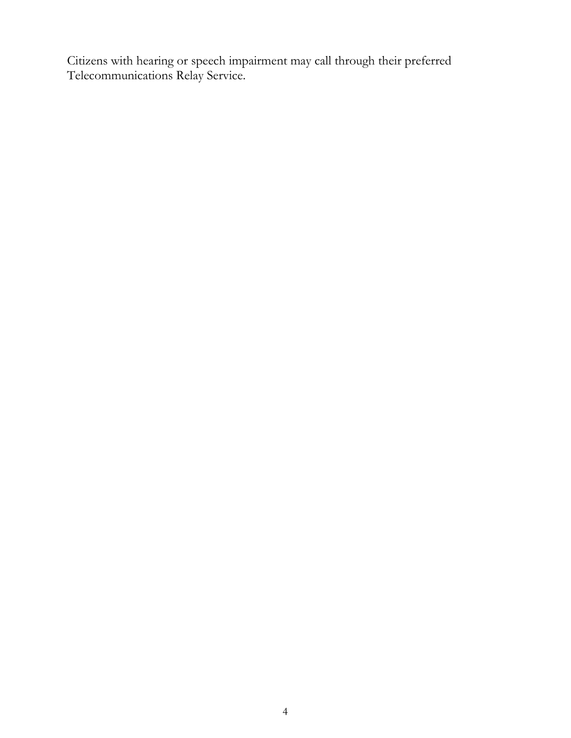Citizens with hearing or speech impairment may call through their preferred Telecommunications Relay Service.